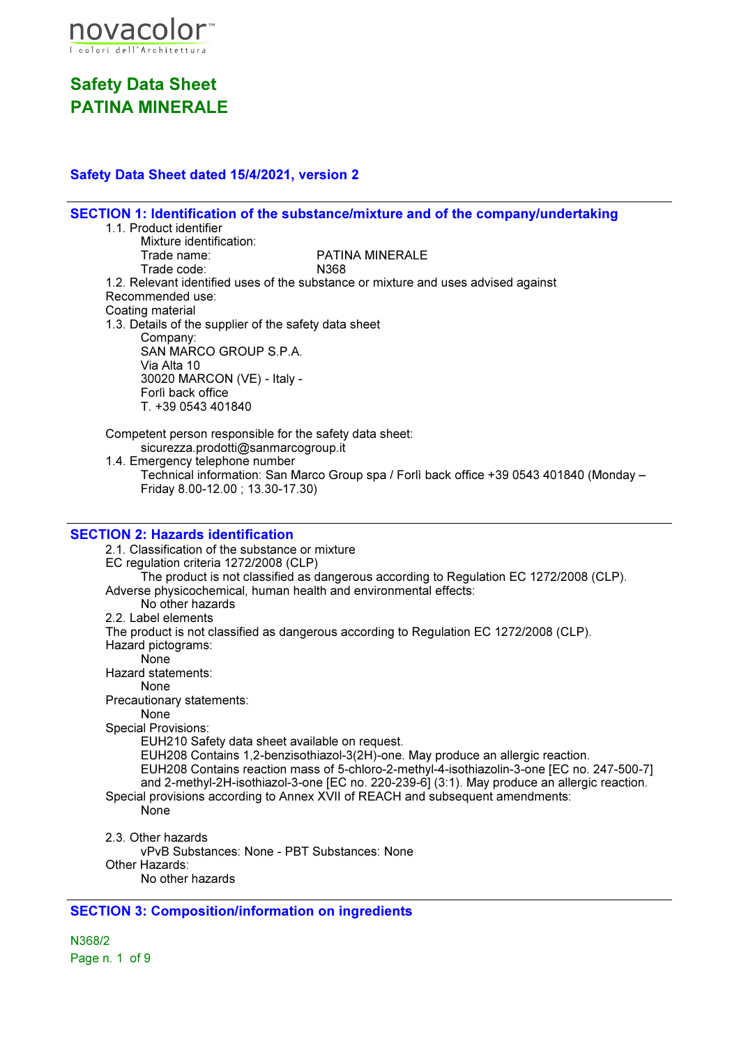novacolor™
I colori dell'Architettura

# Safety Data Sheet
# PATINA MINERALE

### Safety Data Sheet dated 15/4/2021, version 2

## SECTION 1: Identification of the substance/mixture and of the company/undertaking

1.1. Product identifier

Mixture identification:

Trade name: PATINA MINERALE

Trade code: N368

1.2. Relevant identified uses of the substance or mixture and uses advised against

Recommended use:

Coating material

1.3. Details of the supplier of the safety data sheet

Company:

SAN MARCO GROUP S.P.A.
Via Alta 10
30020 MARCON (VE) - Italy -
Forlì back office
T. +39 0543 401840

Competent person responsible for the safety data sheet:

sicurezza.prodotti@sanmarcogroup.it

1.4. Emergency telephone number

Technical information: San Marco Group spa / Forlì back office +39 0543 401840 (Monday – Friday 8.00-12.00 ; 13.30-17.30)

## SECTION 2: Hazards identification

2.1. Classification of the substance or mixture

EC regulation criteria 1272/2008 (CLP)

The product is not classified as dangerous according to Regulation EC 1272/2008 (CLP).

Adverse physicochemical, human health and environmental effects:

No other hazards

2.2. Label elements

The product is not classified as dangerous according to Regulation EC 1272/2008 (CLP).

Hazard pictograms:

None

Hazard statements:

None

Precautionary statements:

None

Special Provisions:

EUH210 Safety data sheet available on request.
EUH208 Contains 1,2-benzisothiazol-3(2H)-one. May produce an allergic reaction.
EUH208 Contains reaction mass of 5-chloro-2-methyl-4-isothiazolin-3-one [EC no. 247-500-7] and 2-methyl-2H-isothiazol-3-one [EC no. 220-239-6] (3:1). May produce an allergic reaction.

Special provisions according to Annex XVII of REACH and subsequent amendments:

None

2.3. Other hazards

vPvB Substances: None - PBT Substances: None

Other Hazards:

No other hazards

## SECTION 3: Composition/information on ingredients

N368/2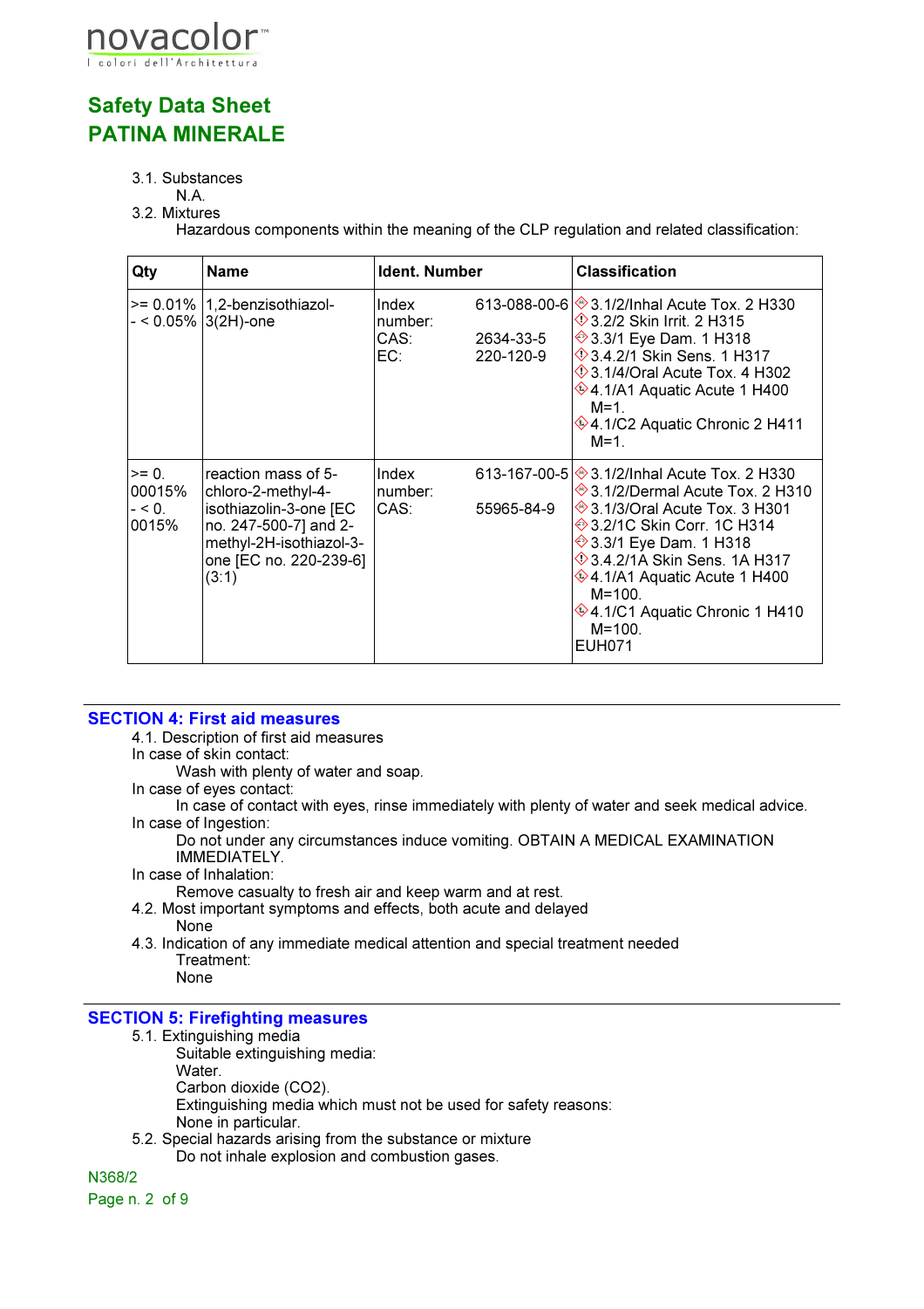3.1. Substances

N.A.

3.2. Mixtures

Hazardous components within the meaning of the CLP regulation and related classification:

| Qty | Name | Ident. Number | | Classification |
|---|---|---|---|---|
| >= 0.01% - < 0.05% | 1,2-benzisothiazol-3(2H)-one | Index number:<br>CAS:<br>EC: | 613-088-00-6<br>2634-33-5<br>220-120-9 | 3.1/2/Inhal Acute Tox. 2 H330<br>3.2/2 Skin Irrit. 2 H315<br>3.3/1 Eye Dam. 1 H318<br>3.4.2/1 Skin Sens. 1 H317<br>3.1/4/Oral Acute Tox. 4 H302<br>4.1/A1 Aquatic Acute 1 H400 M=1.<br>4.1/C2 Aquatic Chronic 2 H411 M=1. |
| >= 0.00015% - < 0.0015% | reaction mass of 5-chloro-2-methyl-4-isothiazolin-3-one [EC no. 247-500-7] and 2-methyl-2H-isothiazol-3-one [EC no. 220-239-6] (3:1) | Index number:<br>CAS: | 613-167-00-5<br>55965-84-9 | 3.1/2/Inhal Acute Tox. 2 H330<br>3.1/2/Dermal Acute Tox. 2 H310<br>3.1/3/Oral Acute Tox. 3 H301<br>3.2/1C Skin Corr. 1C H314<br>3.3/1 Eye Dam. 1 H318<br>3.4.2/1A Skin Sens. 1A H317<br>4.1/A1 Aquatic Acute 1 H400 M=100.<br>4.1/C1 Aquatic Chronic 1 H410 M=100.<br>EUH071 |

## SECTION 4: First aid measures

4.1. Description of first aid measures

In case of skin contact:

Wash with plenty of water and soap.

In case of eyes contact:

In case of contact with eyes, rinse immediately with plenty of water and seek medical advice.

In case of Ingestion:

Do not under any circumstances induce vomiting. OBTAIN A MEDICAL EXAMINATION IMMEDIATELY.

In case of Inhalation:

Remove casualty to fresh air and keep warm and at rest.

4.2. Most important symptoms and effects, both acute and delayed

None

4.3. Indication of any immediate medical attention and special treatment needed

Treatment:

None

## SECTION 5: Firefighting measures

5.1. Extinguishing media

Suitable extinguishing media:

Water.

Carbon dioxide ($CO_2$).

Extinguishing media which must not be used for safety reasons:

None in particular.

5.2. Special hazards arising from the substance or mixture

Do not inhale explosion and combustion gases.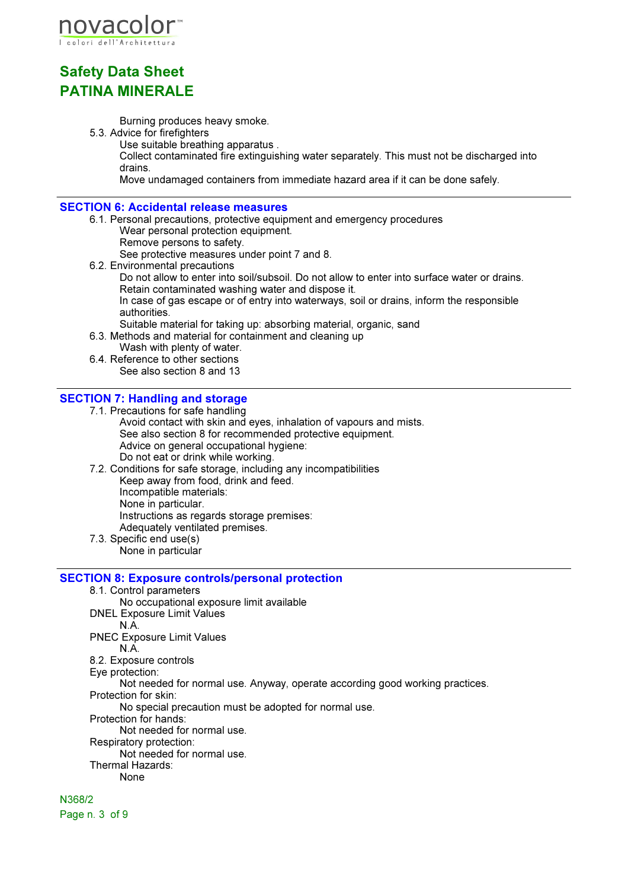Burning produces heavy smoke.

5.3. Advice for firefighters

Use suitable breathing apparatus .
Collect contaminated fire extinguishing water separately. This must not be discharged into drains.
Move undamaged containers from immediate hazard area if it can be done safely.

## SECTION 6: Accidental release measures

6.1. Personal precautions, protective equipment and emergency procedures

Wear personal protection equipment.
Remove persons to safety.
See protective measures under point 7 and 8.

6.2. Environmental precautions

Do not allow to enter into soil/subsoil. Do not allow to enter into surface water or drains.
Retain contaminated washing water and dispose it.
In case of gas escape or of entry into waterways, soil or drains, inform the responsible authorities.
Suitable material for taking up: absorbing material, organic, sand

6.3. Methods and material for containment and cleaning up

Wash with plenty of water.

6.4. Reference to other sections

See also section 8 and 13

## SECTION 7: Handling and storage

7.1. Precautions for safe handling

Avoid contact with skin and eyes, inhalation of vapours and mists.
See also section 8 for recommended protective equipment.
Advice on general occupational hygiene:
Do not eat or drink while working.

7.2. Conditions for safe storage, including any incompatibilities

Keep away from food, drink and feed.
Incompatible materials:
None in particular.
Instructions as regards storage premises:
Adequately ventilated premises.

7.3. Specific end use(s)

None in particular

## SECTION 8: Exposure controls/personal protection

8.1. Control parameters

No occupational exposure limit available

DNEL Exposure Limit Values

N.A.

PNEC Exposure Limit Values

N.A.

8.2. Exposure controls

Eye protection:

Not needed for normal use. Anyway, operate according good working practices.

Protection for skin:

No special precaution must be adopted for normal use.

Protection for hands:

Not needed for normal use.

Respiratory protection:

Not needed for normal use.

Thermal Hazards:

None

N368/2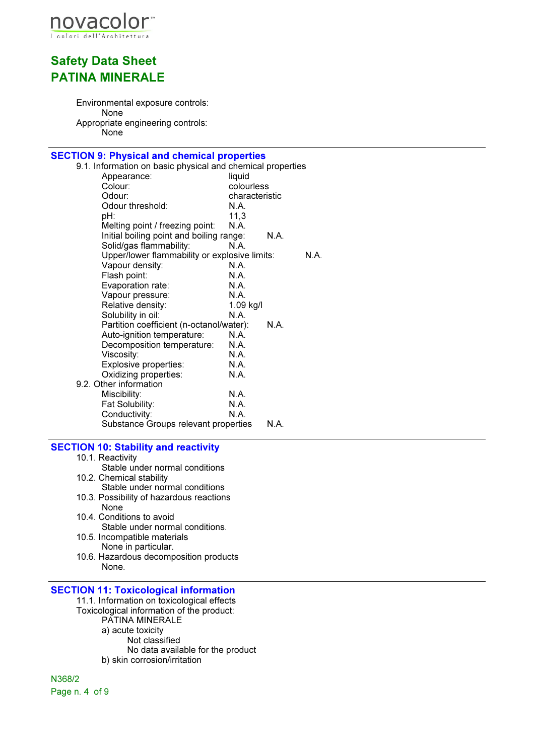Environmental exposure controls:

None

Appropriate engineering controls:

None

## SECTION 9: Physical and chemical properties

9.1. Information on basic physical and chemical properties

| | |
|---|---|
| Appearance: | liquid |
| Colour: | colourless |
| Odour: | characteristic |
| Odour threshold: | N.A. |
| pH: | 11,3 |
| Melting point / freezing point: | N.A. |
| Initial boiling point and boiling range: | N.A. |
| Solid/gas flammability: | N.A. |
| Upper/lower flammability or explosive limits: | N.A. |
| Vapour density: | N.A. |
| Flash point: | N.A. |
| Evaporation rate: | N.A. |
| Vapour pressure: | N.A. |
| Relative density: | 1.09 kg/l |
| Solubility in oil: | N.A. |
| Partition coefficient (n-octanol/water): | N.A. |
| Auto-ignition temperature: | N.A. |
| Decomposition temperature: | N.A. |
| Viscosity: | N.A. |
| Explosive properties: | N.A. |
| Oxidizing properties: | N.A. |

9.2. Other information

| | |
|---|---|
| Miscibility: | N.A. |
| Fat Solubility: | N.A. |
| Conductivity: | N.A. |
| Substance Groups relevant properties | N.A. |

## SECTION 10: Stability and reactivity

10.1. Reactivity

Stable under normal conditions

10.2. Chemical stability

Stable under normal conditions

10.3. Possibility of hazardous reactions

None

10.4. Conditions to avoid

Stable under normal conditions.

10.5. Incompatible materials

None in particular.

10.6. Hazardous decomposition products

None.

## SECTION 11: Toxicological information

11.1. Information on toxicological effects

Toxicological information of the product:

PATINA MINERALE

a) acute toxicity

Not classified

No data available for the product

b) skin corrosion/irritation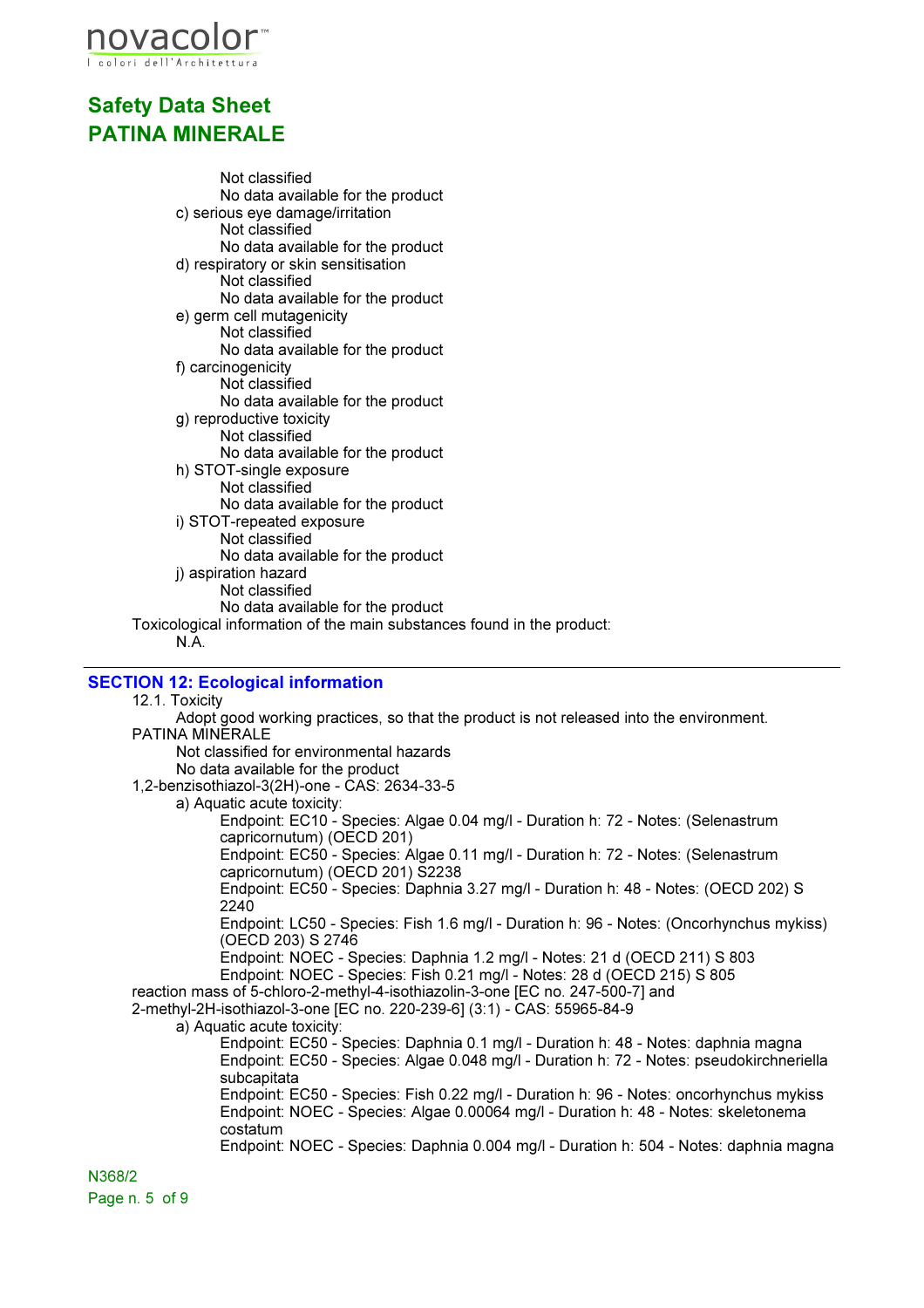Not classified
No data available for the product

c) serious eye damage/irritation
Not classified
No data available for the product

d) respiratory or skin sensitisation
Not classified
No data available for the product

e) germ cell mutagenicity
Not classified
No data available for the product

f) carcinogenicity
Not classified
No data available for the product

g) reproductive toxicity
Not classified
No data available for the product

h) STOT-single exposure
Not classified
No data available for the product

i) STOT-repeated exposure
Not classified
No data available for the product

j) aspiration hazard
Not classified
No data available for the product

Toxicological information of the main substances found in the product:
N.A.

---

## SECTION 12: Ecological information

12.1. Toxicity
Adopt good working practices, so that the product is not released into the environment.

PATINA MINERALE
Not classified for environmental hazards
No data available for the product

1,2-benzisothiazol-3(2H)-one - CAS: 2634-33-5
a) Aquatic acute toxicity:
- Endpoint: EC10 - Species: Algae 0.04 mg/l - Duration h: 72 - Notes: (Selenastrum capricornutum) (OECD 201)
- Endpoint: EC50 - Species: Algae 0.11 mg/l - Duration h: 72 - Notes: (Selenastrum capricornutum) (OECD 201) S2238
- Endpoint: EC50 - Species: Daphnia 3.27 mg/l - Duration h: 48 - Notes: (OECD 202) S 2240
- Endpoint: LC50 - Species: Fish 1.6 mg/l - Duration h: 96 - Notes: (Oncorhynchus mykiss) (OECD 203) S 2746
- Endpoint: NOEC - Species: Daphnia 1.2 mg/l - Notes: 21 d (OECD 211) S 803
- Endpoint: NOEC - Species: Fish 0.21 mg/l - Notes: 28 d (OECD 215) S 805

reaction mass of 5-chloro-2-methyl-4-isothiazolin-3-one [EC no. 247-500-7] and 2-methyl-2H-isothiazol-3-one [EC no. 220-239-6] (3:1) - CAS: 55965-84-9
a) Aquatic acute toxicity:
- Endpoint: EC50 - Species: Daphnia 0.1 mg/l - Duration h: 48 - Notes: daphnia magna
- Endpoint: EC50 - Species: Algae 0.048 mg/l - Duration h: 72 - Notes: pseudokirchneriella subcapitata
- Endpoint: EC50 - Species: Fish 0.22 mg/l - Duration h: 96 - Notes: oncorhynchus mykiss
- Endpoint: NOEC - Species: Algae 0.00064 mg/l - Duration h: 48 - Notes: skeletonema costatum
- Endpoint: NOEC - Species: Daphnia 0.004 mg/l - Duration h: 504 - Notes: daphnia magna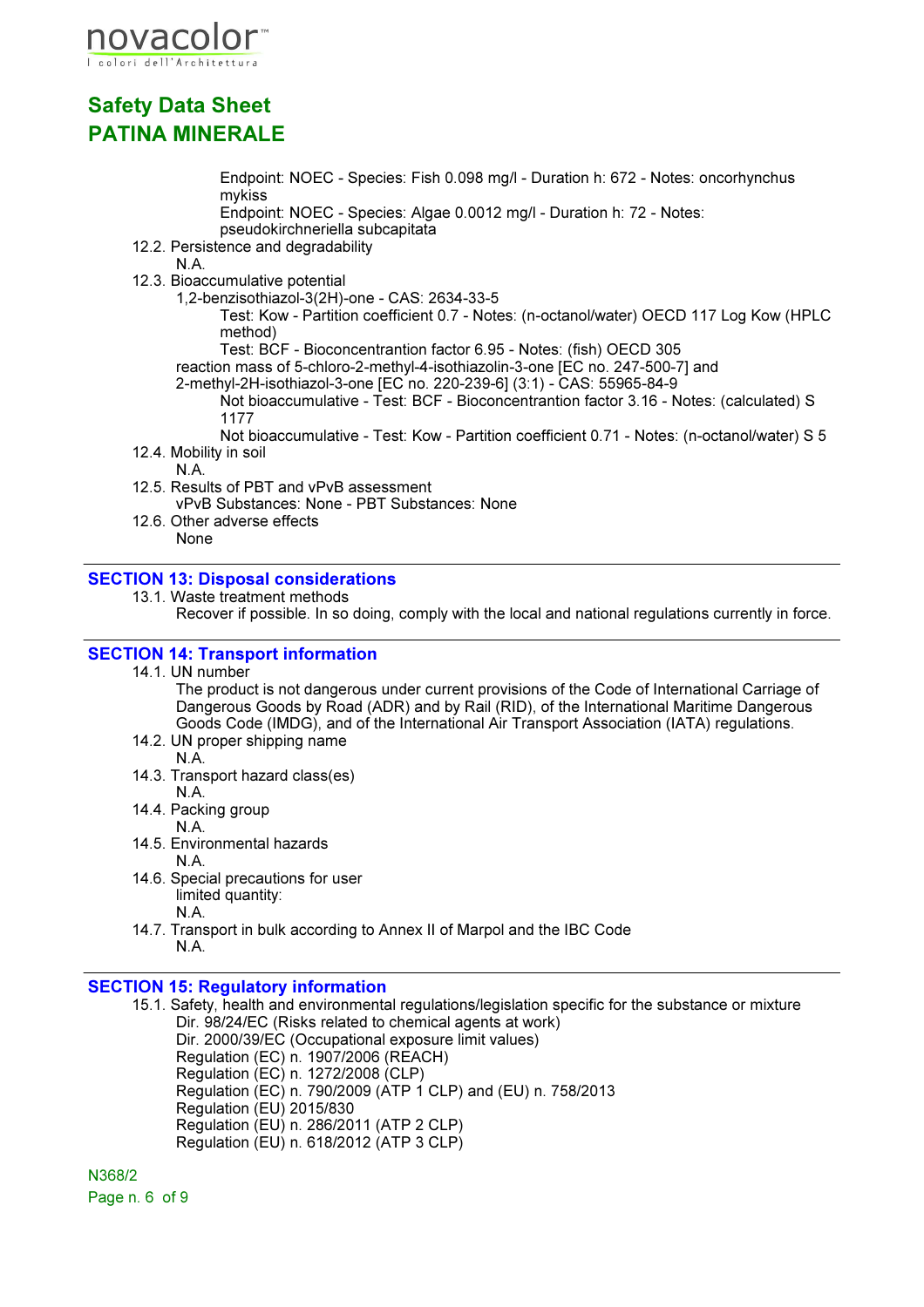Endpoint: NOEC - Species: Fish 0.098 mg/l - Duration h: 672 - Notes: oncorhynchus mykiss
Endpoint: NOEC - Species: Algae 0.0012 mg/l - Duration h: 72 - Notes: pseudokirchneriella subcapitata

12.2. Persistence and degradability
N.A.

12.3. Bioaccumulative potential
1,2-benzisothiazol-3(2H)-one - CAS: 2634-33-5
Test: Kow - Partition coefficient 0.7 - Notes: (n-octanol/water) OECD 117 Log Kow (HPLC method)
Test: BCF - Bioconcentrantion factor 6.95 - Notes: (fish) OECD 305
reaction mass of 5-chloro-2-methyl-4-isothiazolin-3-one [EC no. 247-500-7] and 2-methyl-2H-isothiazol-3-one [EC no. 220-239-6] (3:1) - CAS: 55965-84-9
Not bioaccumulative - Test: BCF - Bioconcentrantion factor 3.16 - Notes: (calculated) S 1177
Not bioaccumulative - Test: Kow - Partition coefficient 0.71 - Notes: (n-octanol/water) S 5

12.4. Mobility in soil
N.A.

12.5. Results of PBT and vPvB assessment
vPvB Substances: None - PBT Substances: None

12.6. Other adverse effects
None

## SECTION 13: Disposal considerations

13.1. Waste treatment methods
Recover if possible. In so doing, comply with the local and national regulations currently in force.

## SECTION 14: Transport information

14.1. UN number
The product is not dangerous under current provisions of the Code of International Carriage of Dangerous Goods by Road (ADR) and by Rail (RID), of the International Maritime Dangerous Goods Code (IMDG), and of the International Air Transport Association (IATA) regulations.

14.2. UN proper shipping name
N.A.

14.3. Transport hazard class(es)
N.A.

14.4. Packing group
N.A.

14.5. Environmental hazards
N.A.

14.6. Special precautions for user
limited quantity:
N.A.

14.7. Transport in bulk according to Annex II of Marpol and the IBC Code
N.A.

## SECTION 15: Regulatory information

15.1. Safety, health and environmental regulations/legislation specific for the substance or mixture
Dir. 98/24/EC (Risks related to chemical agents at work)
Dir. 2000/39/EC (Occupational exposure limit values)
Regulation (EC) n. 1907/2006 (REACH)
Regulation (EC) n. 1272/2008 (CLP)
Regulation (EC) n. 790/2009 (ATP 1 CLP) and (EU) n. 758/2013
Regulation (EU) 2015/830
Regulation (EU) n. 286/2011 (ATP 2 CLP)
Regulation (EU) n. 618/2012 (ATP 3 CLP)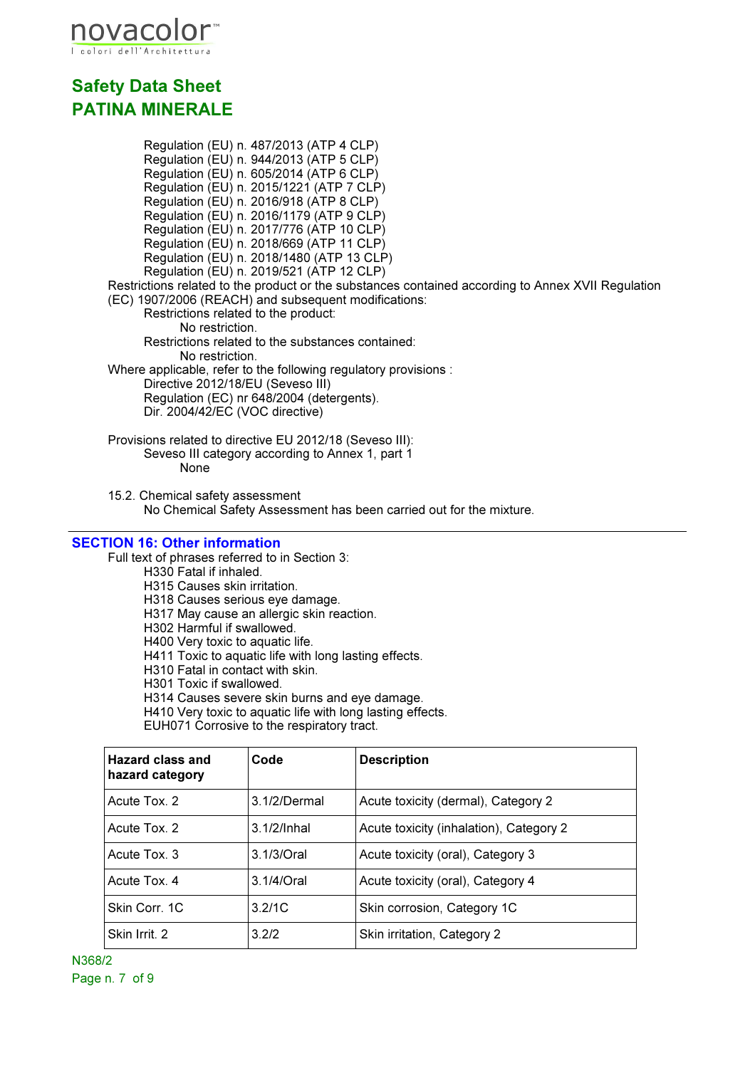Regulation (EU) n. 487/2013 (ATP 4 CLP)
Regulation (EU) n. 944/2013 (ATP 5 CLP)
Regulation (EU) n. 605/2014 (ATP 6 CLP)
Regulation (EU) n. 2015/1221 (ATP 7 CLP)
Regulation (EU) n. 2016/918 (ATP 8 CLP)
Regulation (EU) n. 2016/1179 (ATP 9 CLP)
Regulation (EU) n. 2017/776 (ATP 10 CLP)
Regulation (EU) n. 2018/669 (ATP 11 CLP)
Regulation (EU) n. 2018/1480 (ATP 13 CLP)
Regulation (EU) n. 2019/521 (ATP 12 CLP)

Restrictions related to the product or the substances contained according to Annex XVII Regulation (EC) 1907/2006 (REACH) and subsequent modifications:

Restrictions related to the product:
No restriction.

Restrictions related to the substances contained:
No restriction.

Where applicable, refer to the following regulatory provisions :
Directive 2012/18/EU (Seveso III)
Regulation (EC) nr 648/2004 (detergents).
Dir. 2004/42/EC (VOC directive)

Provisions related to directive EU 2012/18 (Seveso III):
Seveso III category according to Annex 1, part 1
None

15.2. Chemical safety assessment
No Chemical Safety Assessment has been carried out for the mixture.

## SECTION 16: Other information

Full text of phrases referred to in Section 3:
H330 Fatal if inhaled.
H315 Causes skin irritation.
H318 Causes serious eye damage.
H317 May cause an allergic skin reaction.
H302 Harmful if swallowed.
H400 Very toxic to aquatic life.
H411 Toxic to aquatic life with long lasting effects.
H310 Fatal in contact with skin.
H301 Toxic if swallowed.
H314 Causes severe skin burns and eye damage.
H410 Very toxic to aquatic life with long lasting effects.
EUH071 Corrosive to the respiratory tract.

| Hazard class and hazard category | Code | Description |
|---|---|---|
| Acute Tox. 2 | 3.1/2/Dermal | Acute toxicity (dermal), Category 2 |
| Acute Tox. 2 | 3.1/2/Inhal | Acute toxicity (inhalation), Category 2 |
| Acute Tox. 3 | 3.1/3/Oral | Acute toxicity (oral), Category 3 |
| Acute Tox. 4 | 3.1/4/Oral | Acute toxicity (oral), Category 4 |
| Skin Corr. 1C | 3.2/1C | Skin corrosion, Category 1C |
| Skin Irrit. 2 | 3.2/2 | Skin irritation, Category 2 |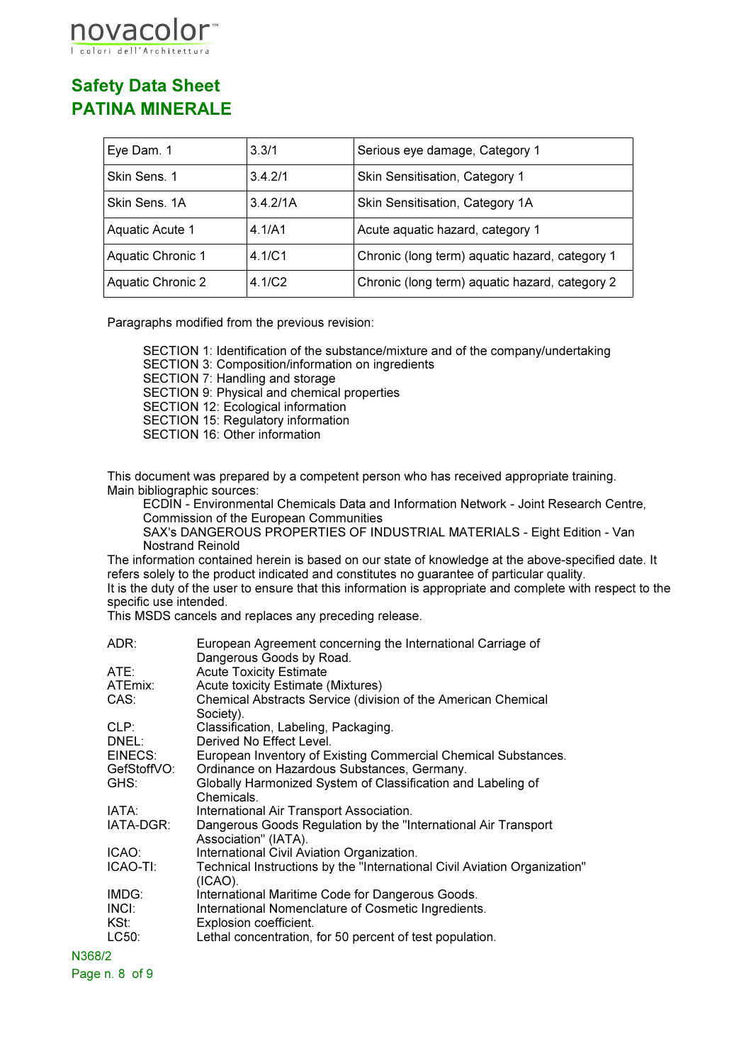| Eye Dam. 1 | 3.3/1 | Serious eye damage, Category 1 |
|---|---|---|
| Skin Sens. 1 | 3.4.2/1 | Skin Sensitisation, Category 1 |
| Skin Sens. 1A | 3.4.2/1A | Skin Sensitisation, Category 1A |
| Aquatic Acute 1 | 4.1/A1 | Acute aquatic hazard, category 1 |
| Aquatic Chronic 1 | 4.1/C1 | Chronic (long term) aquatic hazard, category 1 |
| Aquatic Chronic 2 | 4.1/C2 | Chronic (long term) aquatic hazard, category 2 |

Paragraphs modified from the previous revision:

SECTION 1: Identification of the substance/mixture and of the company/undertaking
SECTION 3: Composition/information on ingredients
SECTION 7: Handling and storage
SECTION 9: Physical and chemical properties
SECTION 12: Ecological information
SECTION 15: Regulatory information
SECTION 16: Other information

This document was prepared by a competent person who has received appropriate training.
Main bibliographic sources:

ECDIN - Environmental Chemicals Data and Information Network - Joint Research Centre, Commission of the European Communities
SAX's DANGEROUS PROPERTIES OF INDUSTRIAL MATERIALS - Eight Edition - Van Nostrand Reinold

The information contained herein is based on our state of knowledge at the above-specified date. It refers solely to the product indicated and constitutes no guarantee of particular quality.
It is the duty of the user to ensure that this information is appropriate and complete with respect to the specific use intended.
This MSDS cancels and replaces any preceding release.

ADR: European Agreement concerning the International Carriage of Dangerous Goods by Road.
ATE: Acute Toxicity Estimate
ATEmix: Acute toxicity Estimate (Mixtures)
CAS: Chemical Abstracts Service (division of the American Chemical Society).
CLP: Classification, Labeling, Packaging.
DNEL: Derived No Effect Level.
EINECS: European Inventory of Existing Commercial Chemical Substances.
GefStoffVO: Ordinance on Hazardous Substances, Germany.
GHS: Globally Harmonized System of Classification and Labeling of Chemicals.
IATA: International Air Transport Association.
IATA-DGR: Dangerous Goods Regulation by the "International Air Transport Association" (IATA).
ICAO: International Civil Aviation Organization.
ICAO-TI: Technical Instructions by the "International Civil Aviation Organization" (ICAO).
IMDG: International Maritime Code for Dangerous Goods.
INCI: International Nomenclature of Cosmetic Ingredients.
KSt: Explosion coefficient.
LC50: Lethal concentration, for 50 percent of test population.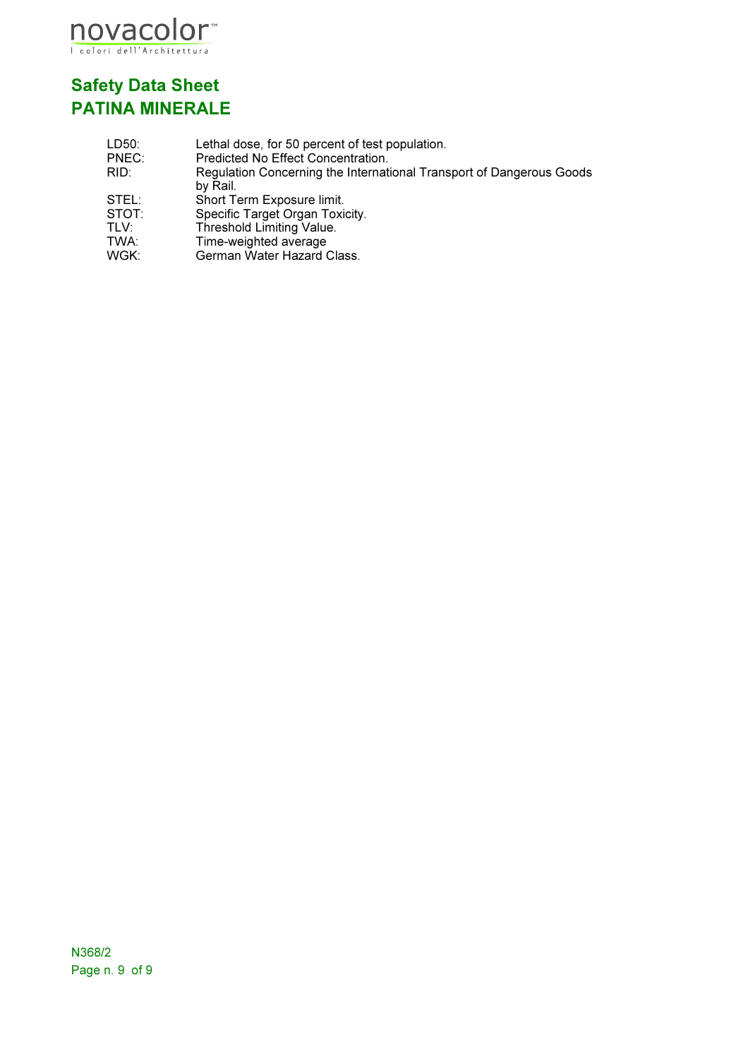| | |
|---|---|
| LD50: | Lethal dose, for 50 percent of test population. |
| PNEC: | Predicted No Effect Concentration. |
| RID: | Regulation Concerning the International Transport of Dangerous Goods by Rail. |
| STEL: | Short Term Exposure limit. |
| STOT: | Specific Target Organ Toxicity. |
| TLV: | Threshold Limiting Value. |
| TWA: | Time-weighted average |
| WGK: | German Water Hazard Class. |